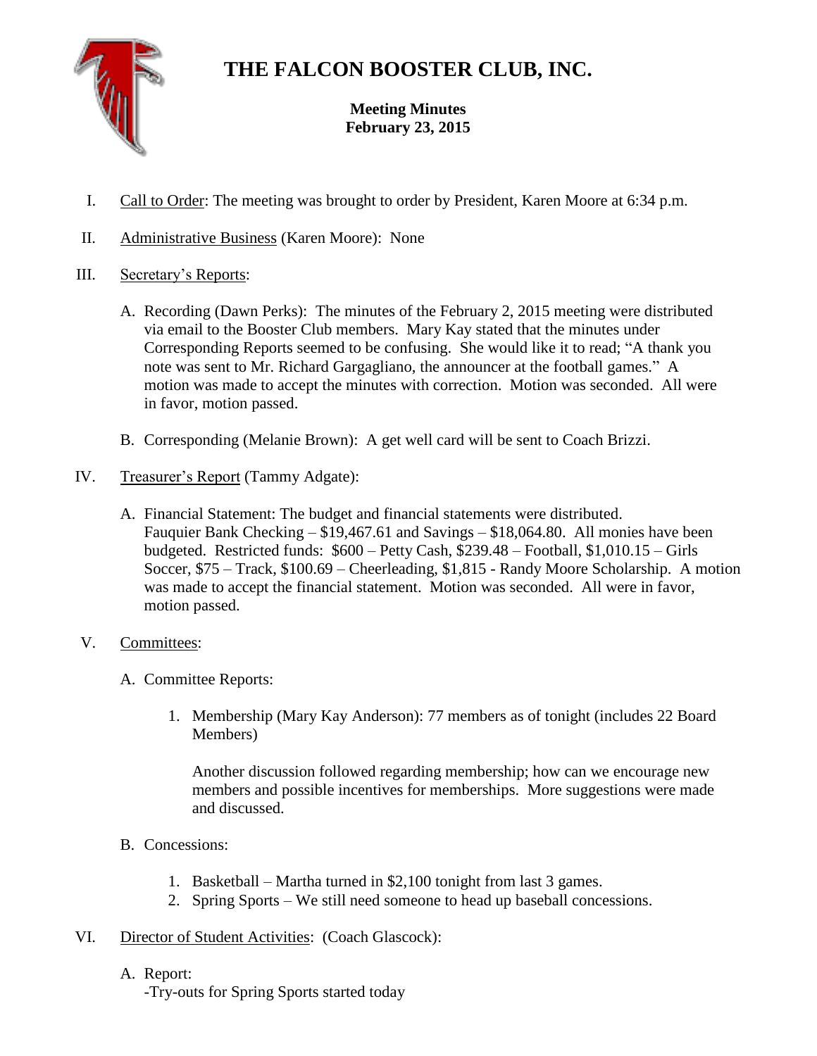# THE FALCON BOOSTER CLUB, INC.

**Meeting Minutes**
**February 23, 2015**

I. Call to Order: The meeting was brought to order by President, Karen Moore at 6:34 p.m.

II. Administrative Business (Karen Moore): None

III. Secretary's Reports:

A. Recording (Dawn Perks): The minutes of the February 2, 2015 meeting were distributed via email to the Booster Club members. Mary Kay stated that the minutes under Corresponding Reports seemed to be confusing. She would like it to read; "A thank you note was sent to Mr. Richard Gargagliano, the announcer at the football games." A motion was made to accept the minutes with correction. Motion was seconded. All were in favor, motion passed.

B. Corresponding (Melanie Brown): A get well card will be sent to Coach Brizzi.

IV. Treasurer's Report (Tammy Adgate):

A. Financial Statement: The budget and financial statements were distributed. Fauquier Bank Checking – $19,467.61 and Savings – $18,064.80. All monies have been budgeted. Restricted funds: $600 – Petty Cash, $239.48 – Football, $1,010.15 – Girls Soccer, $75 – Track, $100.69 – Cheerleading, $1,815 - Randy Moore Scholarship. A motion was made to accept the financial statement. Motion was seconded. All were in favor, motion passed.

V. Committees:

A. Committee Reports:

1. Membership (Mary Kay Anderson): 77 members as of tonight (includes 22 Board Members)

   Another discussion followed regarding membership; how can we encourage new members and possible incentives for memberships. More suggestions were made and discussed.

B. Concessions:

1. Basketball – Martha turned in $2,100 tonight from last 3 games.
2. Spring Sports – We still need someone to head up baseball concessions.

VI. Director of Student Activities: (Coach Glascock):

A. Report:
-Try-outs for Spring Sports started today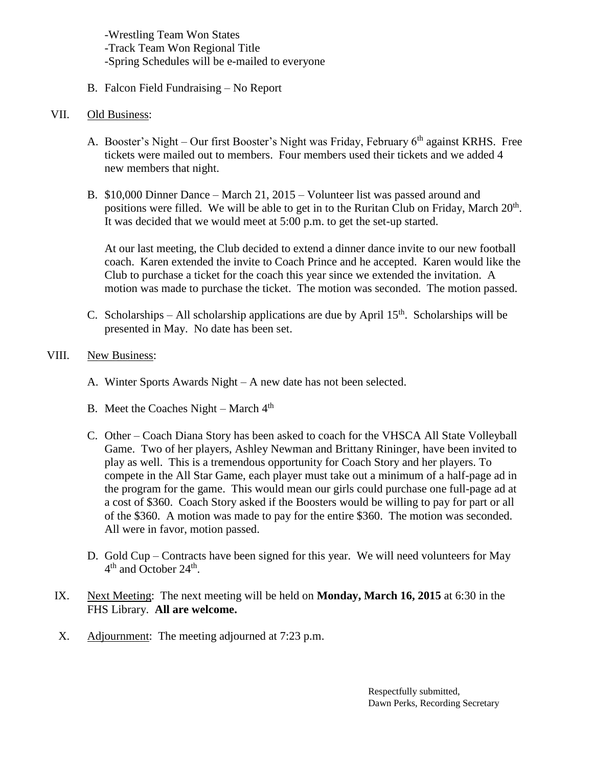-Wrestling Team Won States
-Track Team Won Regional Title
-Spring Schedules will be e-mailed to everyone

B. Falcon Field Fundraising – No Report

VII. Old Business:

A. Booster's Night – Our first Booster's Night was Friday, February 6th against KRHS. Free tickets were mailed out to members. Four members used their tickets and we added 4 new members that night.

B. $10,000 Dinner Dance – March 21, 2015 – Volunteer list was passed around and positions were filled. We will be able to get in to the Ruritan Club on Friday, March 20th. It was decided that we would meet at 5:00 p.m. to get the set-up started.

   At our last meeting, the Club decided to extend a dinner dance invite to our new football coach. Karen extended the invite to Coach Prince and he accepted. Karen would like the Club to purchase a ticket for the coach this year since we extended the invitation. A motion was made to purchase the ticket. The motion was seconded. The motion passed.

C. Scholarships – All scholarship applications are due by April 15th. Scholarships will be presented in May. No date has been set.

VIII. New Business:

A. Winter Sports Awards Night – A new date has not been selected.

B. Meet the Coaches Night – March 4th

C. Other – Coach Diana Story has been asked to coach for the VHSCA All State Volleyball Game. Two of her players, Ashley Newman and Brittany Rininger, have been invited to play as well. This is a tremendous opportunity for Coach Story and her players. To compete in the All Star Game, each player must take out a minimum of a half-page ad in the program for the game. This would mean our girls could purchase one full-page ad at a cost of $360. Coach Story asked if the Boosters would be willing to pay for part or all of the $360. A motion was made to pay for the entire $360. The motion was seconded. All were in favor, motion passed.

D. Gold Cup – Contracts have been signed for this year. We will need volunteers for May 4th and October 24th.

IX. Next Meeting: The next meeting will be held on **Monday, March 16, 2015** at 6:30 in the FHS Library. **All are welcome.**

X. Adjournment: The meeting adjourned at 7:23 p.m.

Respectfully submitted,
Dawn Perks, Recording Secretary